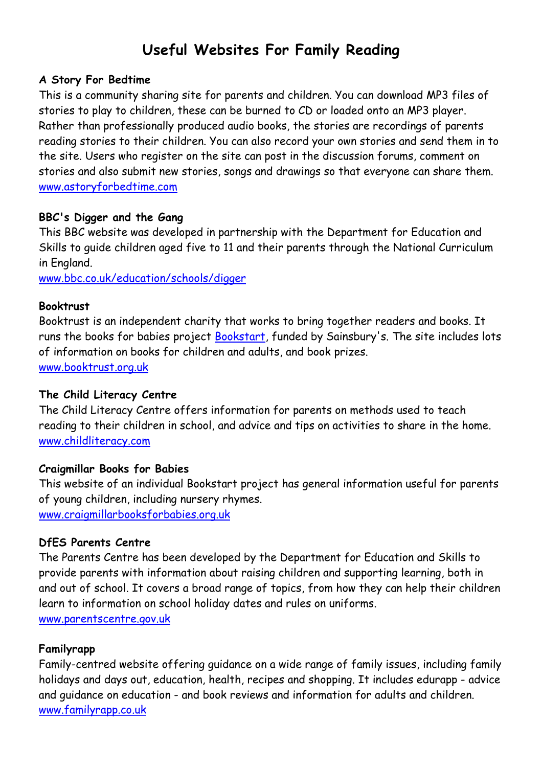# Useful Websites For Family Reading

**A Story For Bedtime**

This is a community sharing site for parents and children. You can download MP3 files of stories to play to children, these can be burned to CD or loaded onto an MP3 player. Rather than professionally produced audio books, the stories are recordings of parents reading stories to their children. You can also record your own stories and send them in to the site. Users who register on the site can post in the discussion forums, comment on stories and also submit new stories, songs and drawings so that everyone can share them.
www.astoryforbedtime.com

**BBC's Digger and the Gang**

This BBC website was developed in partnership with the Department for Education and Skills to guide children aged five to 11 and their parents through the National Curriculum in England.
www.bbc.co.uk/education/schools/digger

**Booktrust**

Booktrust is an independent charity that works to bring together readers and books. It runs the books for babies project Bookstart, funded by Sainsbury's. The site includes lots of information on books for children and adults, and book prizes.
www.booktrust.org.uk

**The Child Literacy Centre**

The Child Literacy Centre offers information for parents on methods used to teach reading to their children in school, and advice and tips on activities to share in the home.
www.childliteracy.com

**Craigmillar Books for Babies**

This website of an individual Bookstart project has general information useful for parents of young children, including nursery rhymes.
www.craigmillarbooksforbabies.org.uk

**DfES Parents Centre**

The Parents Centre has been developed by the Department for Education and Skills to provide parents with information about raising children and supporting learning, both in and out of school. It covers a broad range of topics, from how they can help their children learn to information on school holiday dates and rules on uniforms.
www.parentscentre.gov.uk

**Familyrapp**

Family-centred website offering guidance on a wide range of family issues, including family holidays and days out, education, health, recipes and shopping. It includes edurapp - advice and guidance on education - and book reviews and information for adults and children.
www.familyrapp.co.uk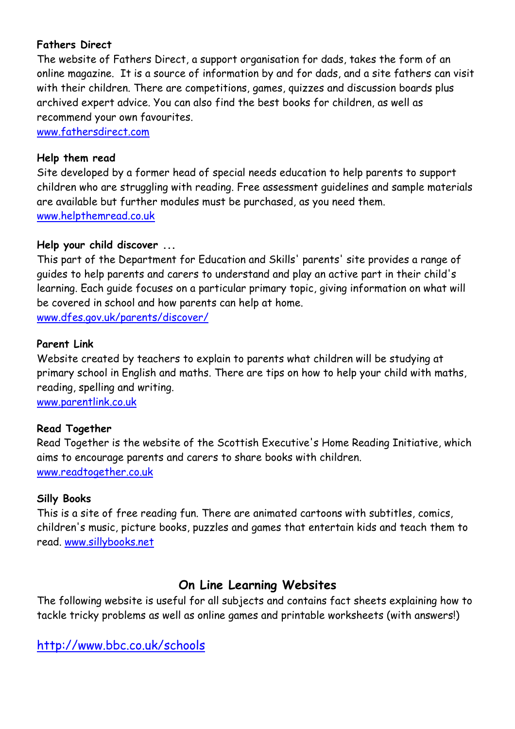**Fathers Direct**
The website of Fathers Direct, a support organisation for dads, takes the form of an online magazine. It is a source of information by and for dads, and a site fathers can visit with their children. There are competitions, games, quizzes and discussion boards plus archived expert advice. You can also find the best books for children, as well as recommend your own favourites.
www.fathersdirect.com

**Help them read**
Site developed by a former head of special needs education to help parents to support children who are struggling with reading. Free assessment guidelines and sample materials are available but further modules must be purchased, as you need them.
www.helpthemread.co.uk

**Help your child discover ...**
This part of the Department for Education and Skills' parents' site provides a range of guides to help parents and carers to understand and play an active part in their child's learning. Each guide focuses on a particular primary topic, giving information on what will be covered in school and how parents can help at home.
www.dfes.gov.uk/parents/discover/

**Parent Link**
Website created by teachers to explain to parents what children will be studying at primary school in English and maths. There are tips on how to help your child with maths, reading, spelling and writing.
www.parentlink.co.uk

**Read Together**
Read Together is the website of the Scottish Executive's Home Reading Initiative, which aims to encourage parents and carers to share books with children.
www.readtogether.co.uk

**Silly Books**
This is a site of free reading fun. There are animated cartoons with subtitles, comics, children's music, picture books, puzzles and games that entertain kids and teach them to read. www.sillybooks.net

## On Line Learning Websites

The following website is useful for all subjects and contains fact sheets explaining how to tackle tricky problems as well as online games and printable worksheets (with answers!)

http://www.bbc.co.uk/schools